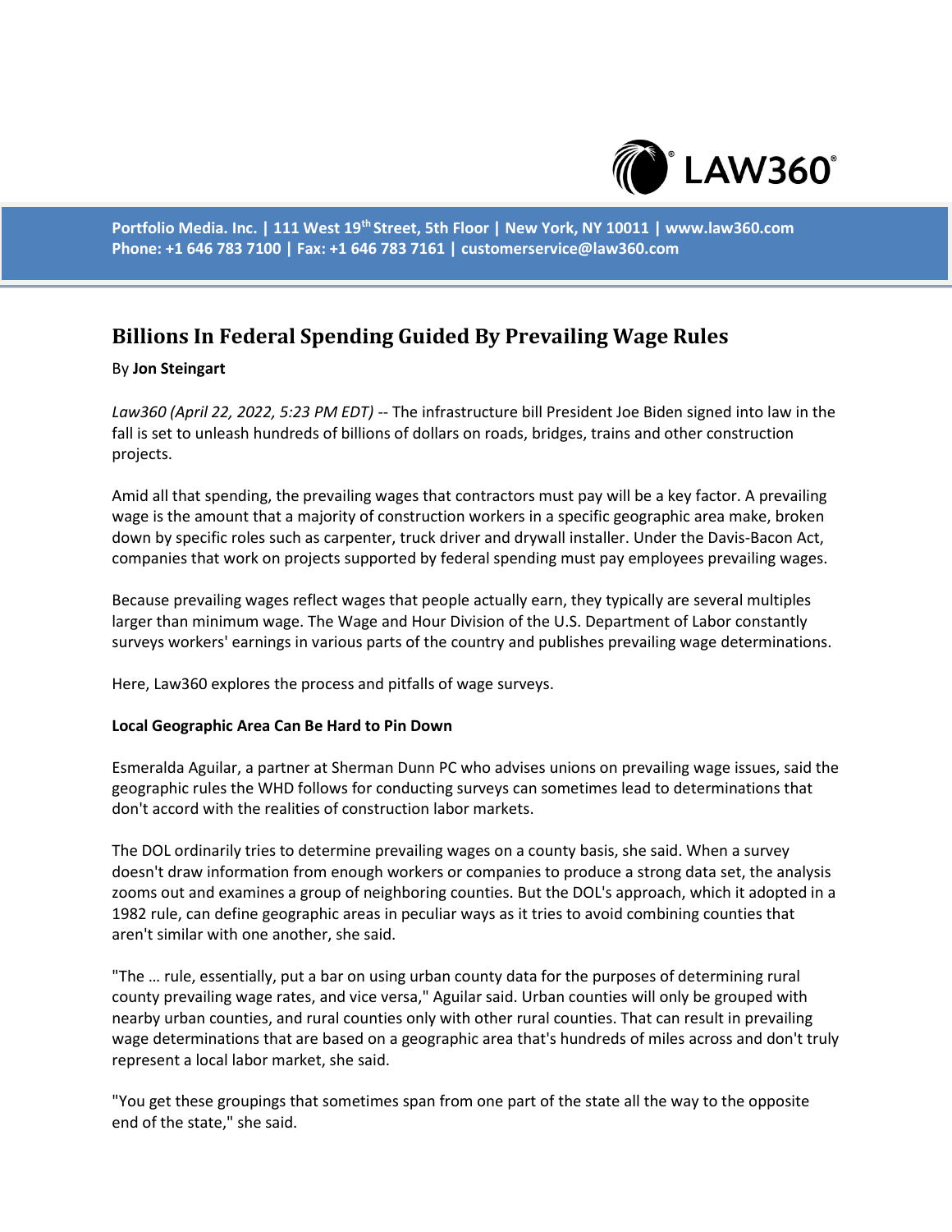Portfolio Media. Inc. | 111 West 19th Street, 5th Floor | New York, NY 10011 | www.law360.com
Phone: +1 646 783 7100 | Fax: +1 646 783 7161 | customerservice@law360.com

# Billions In Federal Spending Guided By Prevailing Wage Rules

By **Jon Steingart**

*Law360 (April 22, 2022, 5:23 PM EDT)* -- The infrastructure bill President Joe Biden signed into law in the fall is set to unleash hundreds of billions of dollars on roads, bridges, trains and other construction projects.

Amid all that spending, the prevailing wages that contractors must pay will be a key factor. A prevailing wage is the amount that a majority of construction workers in a specific geographic area make, broken down by specific roles such as carpenter, truck driver and drywall installer. Under the Davis-Bacon Act, companies that work on projects supported by federal spending must pay employees prevailing wages.

Because prevailing wages reflect wages that people actually earn, they typically are several multiples larger than minimum wage. The Wage and Hour Division of the U.S. Department of Labor constantly surveys workers' earnings in various parts of the country and publishes prevailing wage determinations.

Here, Law360 explores the process and pitfalls of wage surveys.

**Local Geographic Area Can Be Hard to Pin Down**

Esmeralda Aguilar, a partner at Sherman Dunn PC who advises unions on prevailing wage issues, said the geographic rules the WHD follows for conducting surveys can sometimes lead to determinations that don't accord with the realities of construction labor markets.

The DOL ordinarily tries to determine prevailing wages on a county basis, she said. When a survey doesn't draw information from enough workers or companies to produce a strong data set, the analysis zooms out and examines a group of neighboring counties. But the DOL's approach, which it adopted in a 1982 rule, can define geographic areas in peculiar ways as it tries to avoid combining counties that aren't similar with one another, she said.

"The … rule, essentially, put a bar on using urban county data for the purposes of determining rural county prevailing wage rates, and vice versa," Aguilar said. Urban counties will only be grouped with nearby urban counties, and rural counties only with other rural counties. That can result in prevailing wage determinations that are based on a geographic area that's hundreds of miles across and don't truly represent a local labor market, she said.

"You get these groupings that sometimes span from one part of the state all the way to the opposite end of the state," she said.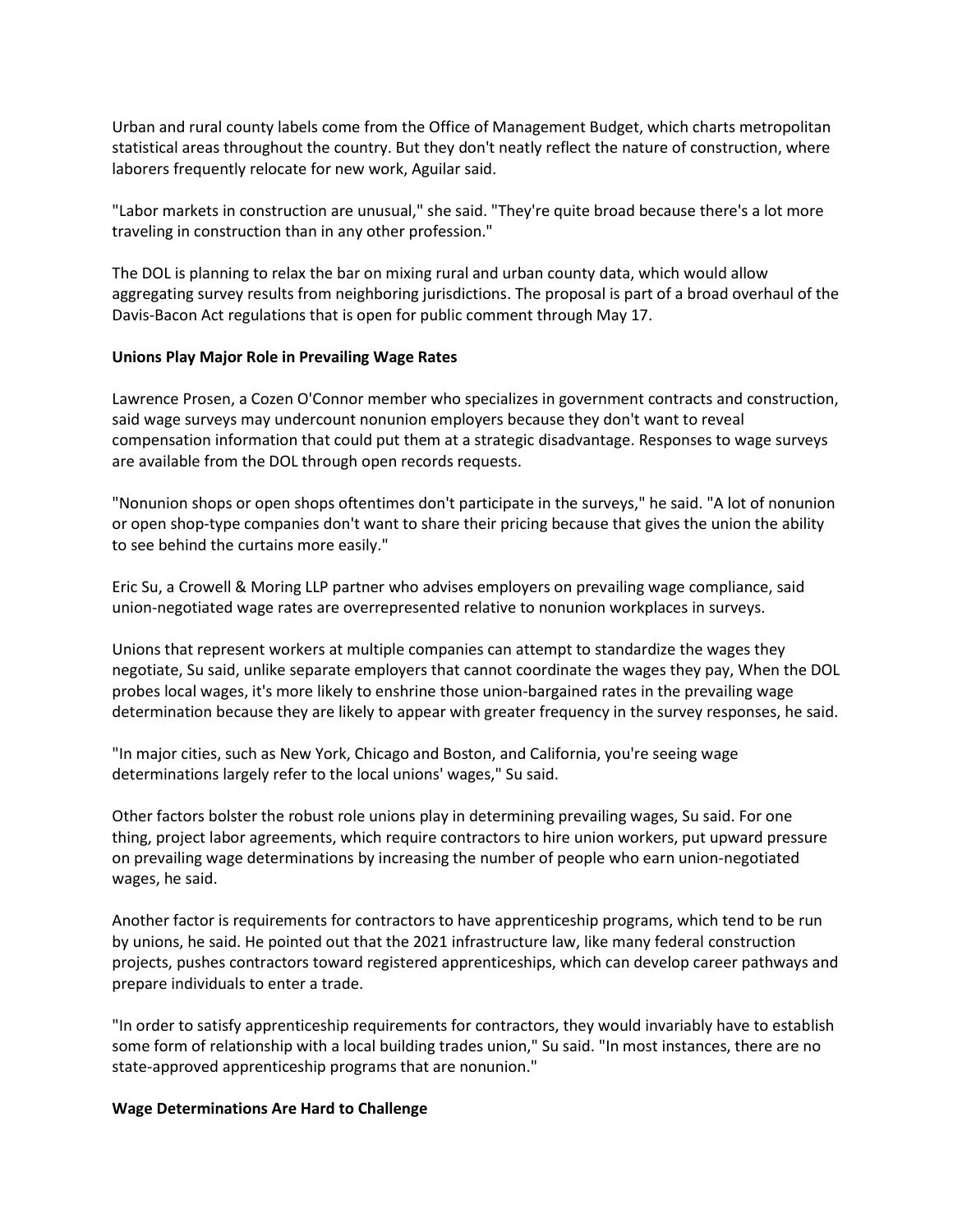Urban and rural county labels come from the Office of Management Budget, which charts metropolitan statistical areas throughout the country. But they don't neatly reflect the nature of construction, where laborers frequently relocate for new work, Aguilar said.

"Labor markets in construction are unusual," she said. "They're quite broad because there's a lot more traveling in construction than in any other profession."

The DOL is planning to relax the bar on mixing rural and urban county data, which would allow aggregating survey results from neighboring jurisdictions. The proposal is part of a broad overhaul of the Davis-Bacon Act regulations that is open for public comment through May 17.

**Unions Play Major Role in Prevailing Wage Rates**

Lawrence Prosen, a Cozen O'Connor member who specializes in government contracts and construction, said wage surveys may undercount nonunion employers because they don't want to reveal compensation information that could put them at a strategic disadvantage. Responses to wage surveys are available from the DOL through open records requests.

"Nonunion shops or open shops oftentimes don't participate in the surveys," he said. "A lot of nonunion or open shop-type companies don't want to share their pricing because that gives the union the ability to see behind the curtains more easily."

Eric Su, a Crowell & Moring LLP partner who advises employers on prevailing wage compliance, said union-negotiated wage rates are overrepresented relative to nonunion workplaces in surveys.

Unions that represent workers at multiple companies can attempt to standardize the wages they negotiate, Su said, unlike separate employers that cannot coordinate the wages they pay, When the DOL probes local wages, it's more likely to enshrine those union-bargained rates in the prevailing wage determination because they are likely to appear with greater frequency in the survey responses, he said.

"In major cities, such as New York, Chicago and Boston, and California, you're seeing wage determinations largely refer to the local unions' wages," Su said.

Other factors bolster the robust role unions play in determining prevailing wages, Su said. For one thing, project labor agreements, which require contractors to hire union workers, put upward pressure on prevailing wage determinations by increasing the number of people who earn union-negotiated wages, he said.

Another factor is requirements for contractors to have apprenticeship programs, which tend to be run by unions, he said. He pointed out that the 2021 infrastructure law, like many federal construction projects, pushes contractors toward registered apprenticeships, which can develop career pathways and prepare individuals to enter a trade.

"In order to satisfy apprenticeship requirements for contractors, they would invariably have to establish some form of relationship with a local building trades union," Su said. "In most instances, there are no state-approved apprenticeship programs that are nonunion."

**Wage Determinations Are Hard to Challenge**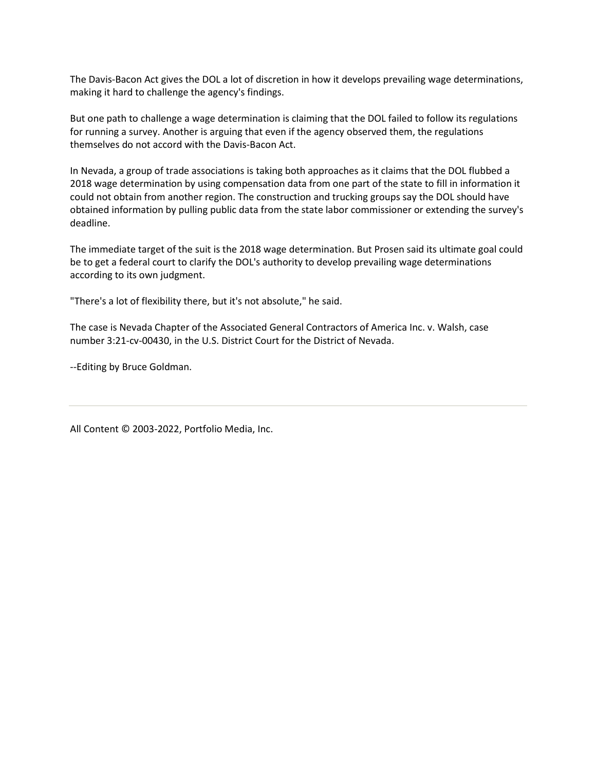The Davis-Bacon Act gives the DOL a lot of discretion in how it develops prevailing wage determinations, making it hard to challenge the agency's findings.

But one path to challenge a wage determination is claiming that the DOL failed to follow its regulations for running a survey. Another is arguing that even if the agency observed them, the regulations themselves do not accord with the Davis-Bacon Act.

In Nevada, a group of trade associations is taking both approaches as it claims that the DOL flubbed a 2018 wage determination by using compensation data from one part of the state to fill in information it could not obtain from another region. The construction and trucking groups say the DOL should have obtained information by pulling public data from the state labor commissioner or extending the survey's deadline.

The immediate target of the suit is the 2018 wage determination. But Prosen said its ultimate goal could be to get a federal court to clarify the DOL's authority to develop prevailing wage determinations according to its own judgment.

"There's a lot of flexibility there, but it's not absolute," he said.

The case is Nevada Chapter of the Associated General Contractors of America Inc. v. Walsh, case number 3:21-cv-00430, in the U.S. District Court for the District of Nevada.

--Editing by Bruce Goldman.

---

All Content © 2003-2022, Portfolio Media, Inc.